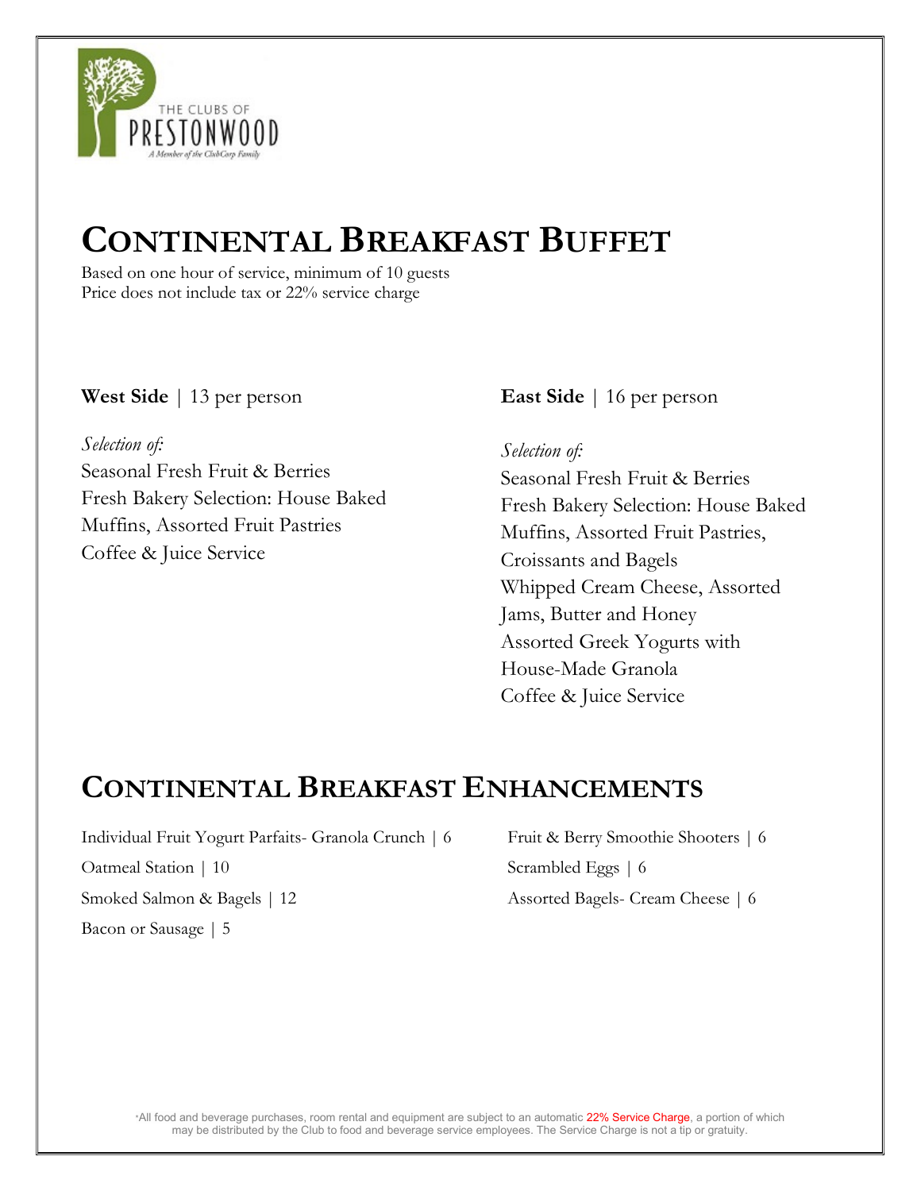THE CLUBS OF PRESTONWOOD

*A Member of the ClubCorp Family*

# Continental Breakfast Buffet

Based on one hour of service, minimum of 10 guests
Price does not include tax or 22% service charge

**West Side** | 13 per person

*Selection of:*
Seasonal Fresh Fruit & Berries
Fresh Bakery Selection: House Baked Muffins, Assorted Fruit Pastries
Coffee & Juice Service

**East Side** | 16 per person

*Selection of:*
Seasonal Fresh Fruit & Berries
Fresh Bakery Selection: House Baked Muffins, Assorted Fruit Pastries, Croissants and Bagels
Whipped Cream Cheese, Assorted Jams, Butter and Honey
Assorted Greek Yogurts with House-Made Granola
Coffee & Juice Service

# Continental Breakfast Enhancements

Individual Fruit Yogurt Parfaits- Granola Crunch | 6
Oatmeal Station | 10
Smoked Salmon & Bagels | 12
Bacon or Sausage | 5
Fruit & Berry Smoothie Shooters | 6
Scrambled Eggs | 6
Assorted Bagels- Cream Cheese | 6

*All food and beverage purchases, room rental and equipment are subject to an automatic 22% Service Charge, a portion of which may be distributed by the Club to food and beverage service employees. The Service Charge is not a tip or gratuity.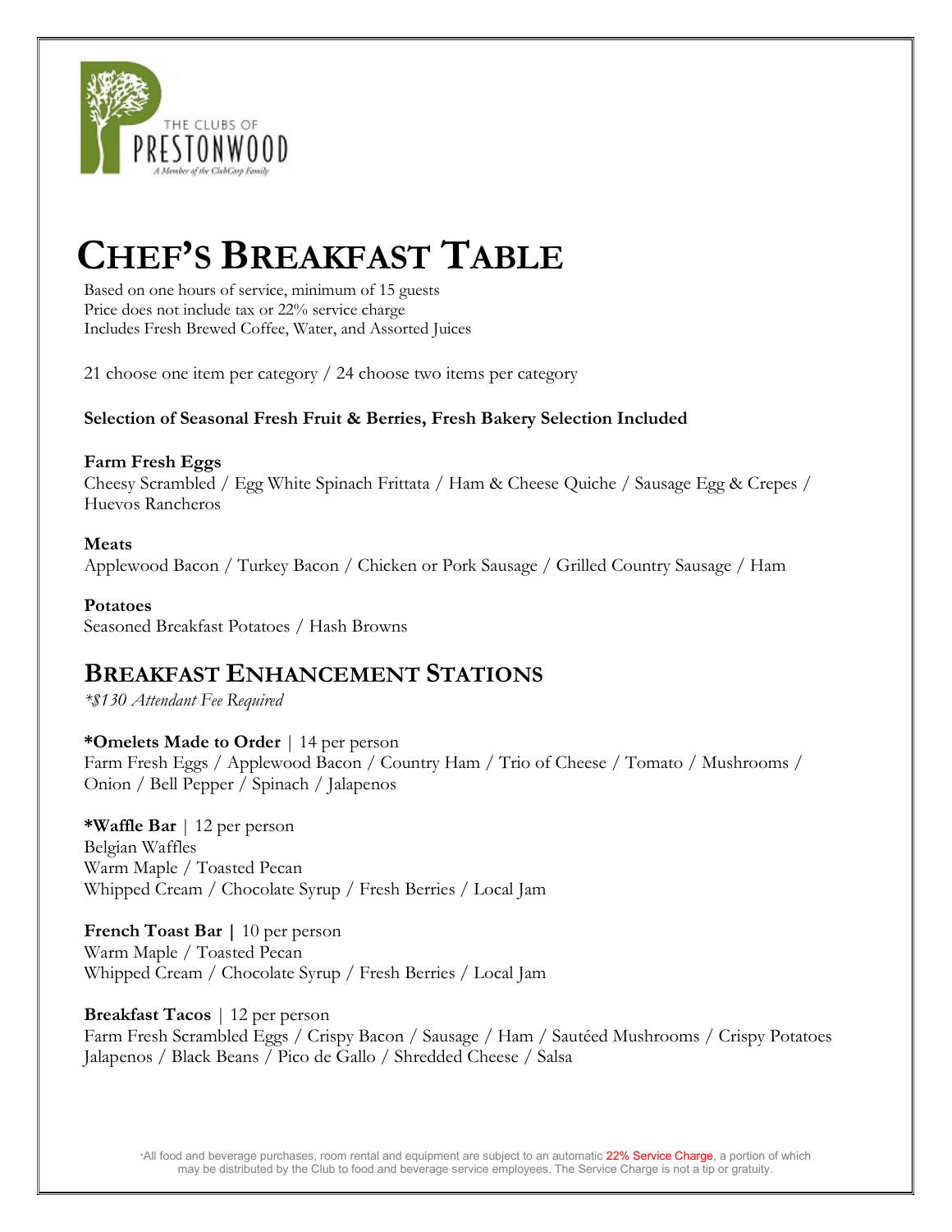THE CLUBS OF PRESTONWOOD

A Member of the ClubCorp Family

# CHEF'S BREAKFAST TABLE

Based on one hours of service, minimum of 15 guests
Price does not include tax or 22% service charge
Includes Fresh Brewed Coffee, Water, and Assorted Juices

21 choose one item per category / 24 choose two items per category

**Selection of Seasonal Fresh Fruit & Berries, Fresh Bakery Selection Included**

**Farm Fresh Eggs**
Cheesy Scrambled / Egg White Spinach Frittata / Ham & Cheese Quiche / Sausage Egg & Crepes / Huevos Rancheros

**Meats**
Applewood Bacon / Turkey Bacon / Chicken or Pork Sausage / Grilled Country Sausage / Ham

**Potatoes**
Seasoned Breakfast Potatoes / Hash Browns

## BREAKFAST ENHANCEMENT STATIONS

*\*$130 Attendant Fee Required*

**\*Omelets Made to Order** | 14 per person
Farm Fresh Eggs / Applewood Bacon / Country Ham / Trio of Cheese / Tomato / Mushrooms / Onion / Bell Pepper / Spinach / Jalapenos

**\*Waffle Bar** | 12 per person
Belgian Waffles
Warm Maple / Toasted Pecan
Whipped Cream / Chocolate Syrup / Fresh Berries / Local Jam

**French Toast Bar |** 10 per person
Warm Maple / Toasted Pecan
Whipped Cream / Chocolate Syrup / Fresh Berries / Local Jam

**Breakfast Tacos** | 12 per person
Farm Fresh Scrambled Eggs / Crispy Bacon / Sausage / Ham / Sautéed Mushrooms / Crispy Potatoes
Jalapenos / Black Beans / Pico de Gallo / Shredded Cheese / Salsa

*All food and beverage purchases, room rental and equipment are subject to an automatic 22% Service Charge, a portion of which may be distributed by the Club to food and beverage service employees. The Service Charge is not a tip or gratuity.